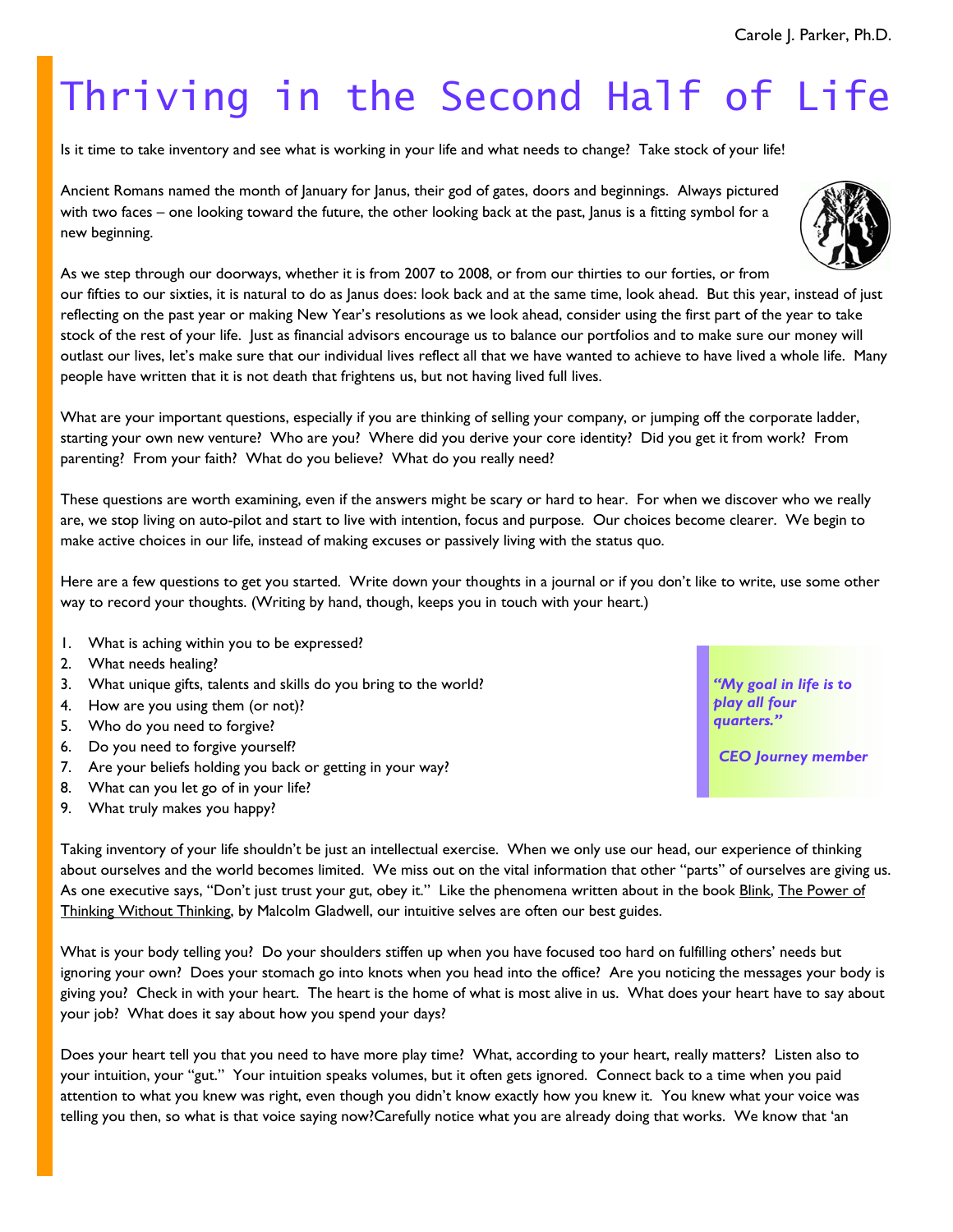Carole J. Parker, Ph.D.

# Thriving in the Second Half of Life

Is it time to take inventory and see what is working in your life and what needs to change? Take stock of your life!

Ancient Romans named the month of January for Janus, their god of gates, doors and beginnings. Always pictured with two faces – one looking toward the future, the other looking back at the past, Janus is a fitting symbol for a new beginning.

As we step through our doorways, whether it is from 2007 to 2008, or from our thirties to our forties, or from our fifties to our sixties, it is natural to do as Janus does: look back and at the same time, look ahead. But this year, instead of just reflecting on the past year or making New Year's resolutions as we look ahead, consider using the first part of the year to take stock of the rest of your life. Just as financial advisors encourage us to balance our portfolios and to make sure our money will outlast our lives, let's make sure that our individual lives reflect all that we have wanted to achieve to have lived a whole life. Many people have written that it is not death that frightens us, but not having lived full lives.

What are your important questions, especially if you are thinking of selling your company, or jumping off the corporate ladder, starting your own new venture? Who are you? Where did you derive your core identity? Did you get it from work? From parenting? From your faith? What do you believe? What do you really need?

These questions are worth examining, even if the answers might be scary or hard to hear. For when we discover who we really are, we stop living on auto-pilot and start to live with intention, focus and purpose. Our choices become clearer. We begin to make active choices in our life, instead of making excuses or passively living with the status quo.

Here are a few questions to get you started. Write down your thoughts in a journal or if you don't like to write, use some other way to record your thoughts. (Writing by hand, though, keeps you in touch with your heart.)

1. What is aching within you to be expressed?
2. What needs healing?
3. What unique gifts, talents and skills do you bring to the world?
4. How are you using them (or not)?
5. Who do you need to forgive?
6. Do you need to forgive yourself?
7. Are your beliefs holding you back or getting in your way?
8. What can you let go of in your life?
9. What truly makes you happy?

> ***"My goal in life is to play all four quarters."***
>
> ***CEO Journey member***

Taking inventory of your life shouldn't be just an intellectual exercise. When we only use our head, our experience of thinking about ourselves and the world becomes limited. We miss out on the vital information that other "parts" of ourselves are giving us. As one executive says, "Don't just trust your gut, obey it." Like the phenomena written about in the book Blink, The Power of Thinking Without Thinking, by Malcolm Gladwell, our intuitive selves are often our best guides.

What is your body telling you? Do your shoulders stiffen up when you have focused too hard on fulfilling others' needs but ignoring your own? Does your stomach go into knots when you head into the office? Are you noticing the messages your body is giving you? Check in with your heart. The heart is the home of what is most alive in us. What does your heart have to say about your job? What does it say about how you spend your days?

Does your heart tell you that you need to have more play time? What, according to your heart, really matters? Listen also to your intuition, your "gut." Your intuition speaks volumes, but it often gets ignored. Connect back to a time when you paid attention to what you knew was right, even though you didn't know exactly how you knew it. You knew what your voice was telling you then, so what is that voice saying now?Carefully notice what you are already doing that works. We know that 'an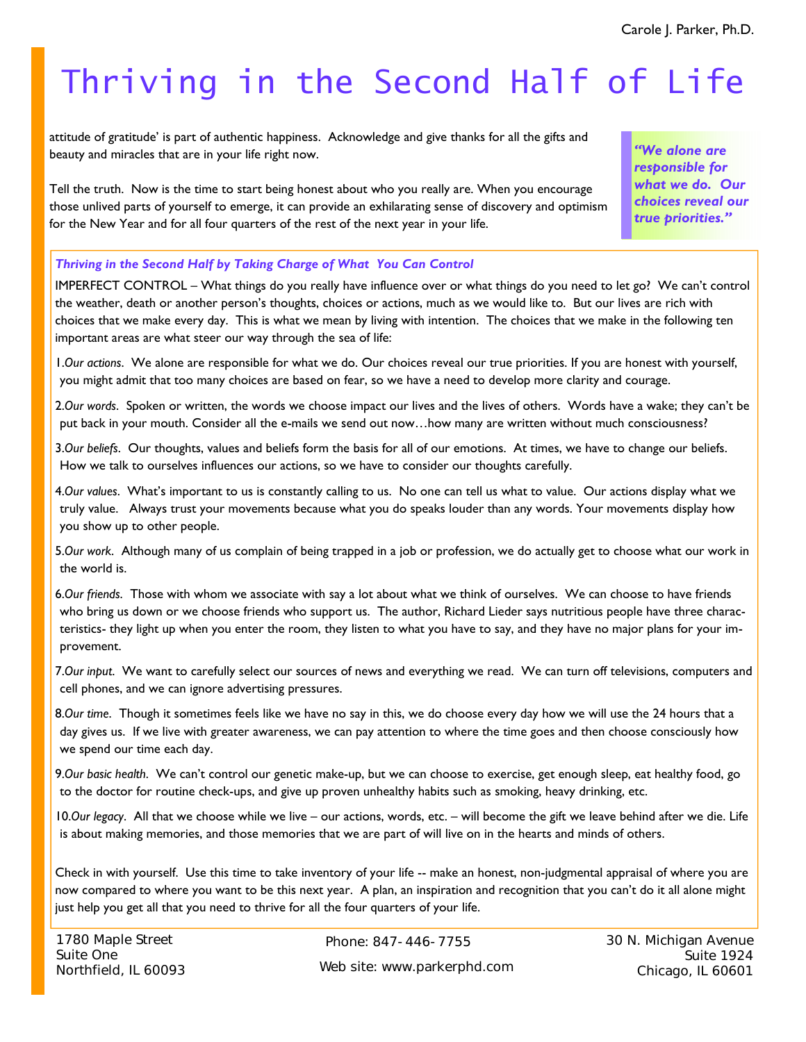# Thriving in the Second Half of Life

attitude of gratitude' is part of authentic happiness. Acknowledge and give thanks for all the gifts and beauty and miracles that are in your life right now.

Tell the truth. Now is the time to start being honest about who you really are. When you encourage those unlived parts of yourself to emerge, it can provide an exhilarating sense of discovery and optimism for the New Year and for all four quarters of the rest of the next year in your life.

> ***"We alone are responsible for what we do. Our choices reveal our true priorities."***

### *Thriving in the Second Half by Taking Charge of What You Can Control*

IMPERFECT CONTROL – What things do you really have influence over or what things do you need to let go? We can't control the weather, death or another person's thoughts, choices or actions, much as we would like to. But our lives are rich with choices that we make every day. This is what we mean by living with intention. The choices that we make in the following ten important areas are what steer our way through the sea of life:

1. *Our actions*. We alone are responsible for what we do. Our choices reveal our true priorities. If you are honest with yourself, you might admit that too many choices are based on fear, so we have a need to develop more clarity and courage.
2. *Our words*. Spoken or written, the words we choose impact our lives and the lives of others. Words have a wake; they can't be put back in your mouth. Consider all the e-mails we send out now…how many are written without much consciousness?
3. *Our beliefs*. Our thoughts, values and beliefs form the basis for all of our emotions. At times, we have to change our beliefs. How we talk to ourselves influences our actions, so we have to consider our thoughts carefully.
4. *Our values*. What's important to us is constantly calling to us. No one can tell us what to value. Our actions display what we truly value. Always trust your movements because what you do speaks louder than any words. Your movements display how you show up to other people.
5. *Our work*. Although many of us complain of being trapped in a job or profession, we do actually get to choose what our work in the world is.
6. *Our friends*. Those with whom we associate with say a lot about what we think of ourselves. We can choose to have friends who bring us down or we choose friends who support us. The author, Richard Lieder says nutritious people have three characteristics- they light up when you enter the room, they listen to what you have to say, and they have no major plans for your improvement.
7. *Our input*. We want to carefully select our sources of news and everything we read. We can turn off televisions, computers and cell phones, and we can ignore advertising pressures.
8. *Our time*. Though it sometimes feels like we have no say in this, we do choose every day how we will use the 24 hours that a day gives us. If we live with greater awareness, we can pay attention to where the time goes and then choose consciously how we spend our time each day.
9. *Our basic health*. We can't control our genetic make-up, but we can choose to exercise, get enough sleep, eat healthy food, go to the doctor for routine check-ups, and give up proven unhealthy habits such as smoking, heavy drinking, etc.
10. *Our legacy*. All that we choose while we live – our actions, words, etc. – will become the gift we leave behind after we die. Life is about making memories, and those memories that we are part of will live on in the hearts and minds of others.

Check in with yourself. Use this time to take inventory of your life -- make an honest, non-judgmental appraisal of where you are now compared to where you want to be this next year. A plan, an inspiration and recognition that you can't do it all alone might just help you get all that you need to thrive for all the four quarters of your life.

1780 Maple Street
Suite One
Northfield, IL 60093

Phone: 847- 446- 7755
Web site: www.parkerphd.com

30 N. Michigan Avenue
Suite 1924
Chicago, IL 60601